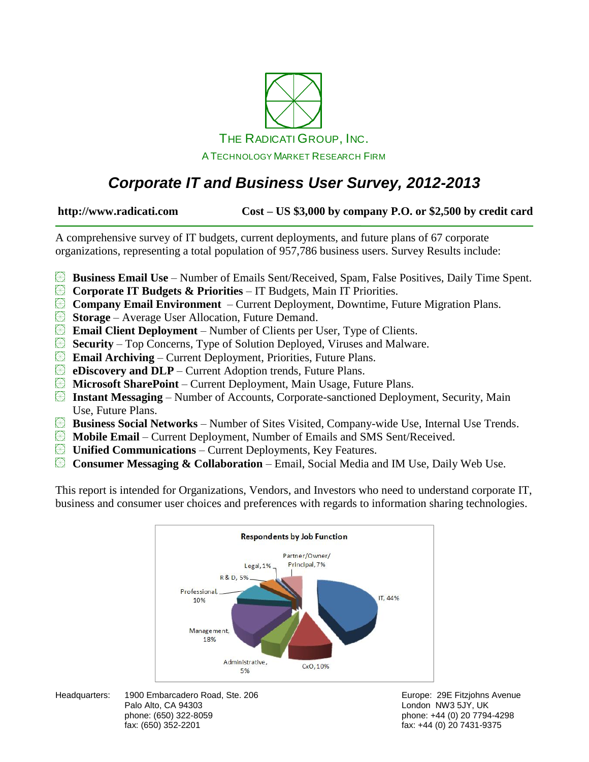THE RADICATI GROUP, INC.

A TECHNOLOGY MARKET RESEARCH FIRM

# *Corporate IT and Business User Survey, 2012-2013*

**http://www.radicati.com** **Cost – US $3,000 by company P.O. or $2,500 by credit card**

A comprehensive survey of IT budgets, current deployments, and future plans of 67 corporate organizations, representing a total population of 957,786 business users. Survey Results include:

- **Business Email Use** – Number of Emails Sent/Received, Spam, False Positives, Daily Time Spent.
- **Corporate IT Budgets & Priorities** – IT Budgets, Main IT Priorities.
- **Company Email Environment** – Current Deployment, Downtime, Future Migration Plans.
- **Storage** – Average User Allocation, Future Demand.
- **Email Client Deployment** – Number of Clients per User, Type of Clients.
- **Security** – Top Concerns, Type of Solution Deployed, Viruses and Malware.
- **Email Archiving** – Current Deployment, Priorities, Future Plans.
- **eDiscovery and DLP** – Current Adoption trends, Future Plans.
- **Microsoft SharePoint** – Current Deployment, Main Usage, Future Plans.
- **Instant Messaging** – Number of Accounts, Corporate-sanctioned Deployment, Security, Main Use, Future Plans.
- **Business Social Networks** – Number of Sites Visited, Company-wide Use, Internal Use Trends.
- **Mobile Email** – Current Deployment, Number of Emails and SMS Sent/Received.
- **Unified Communications** – Current Deployments, Key Features.
- **Consumer Messaging & Collaboration** – Email, Social Media and IM Use, Daily Web Use.

This report is intended for Organizations, Vendors, and Investors who need to understand corporate IT, business and consumer user choices and preferences with regards to information sharing technologies.

Respondents by Job Function

Partner/Owner/Principal, 7%
Legal, 1%
R & D, 5%
Professional, 10%
IT, 44%
Management, 18%
Administrative, 5%
CxO, 10%

Headquarters: 1900 Embarcadero Road, Ste. 206
Palo Alto, CA 94303
phone: (650) 322-8059
fax: (650) 352-2201

Europe: 29E Fitzjohns Avenue
London NW3 5JY, UK
phone: +44 (0) 20 7794-4298
fax: +44 (0) 20 7431-9375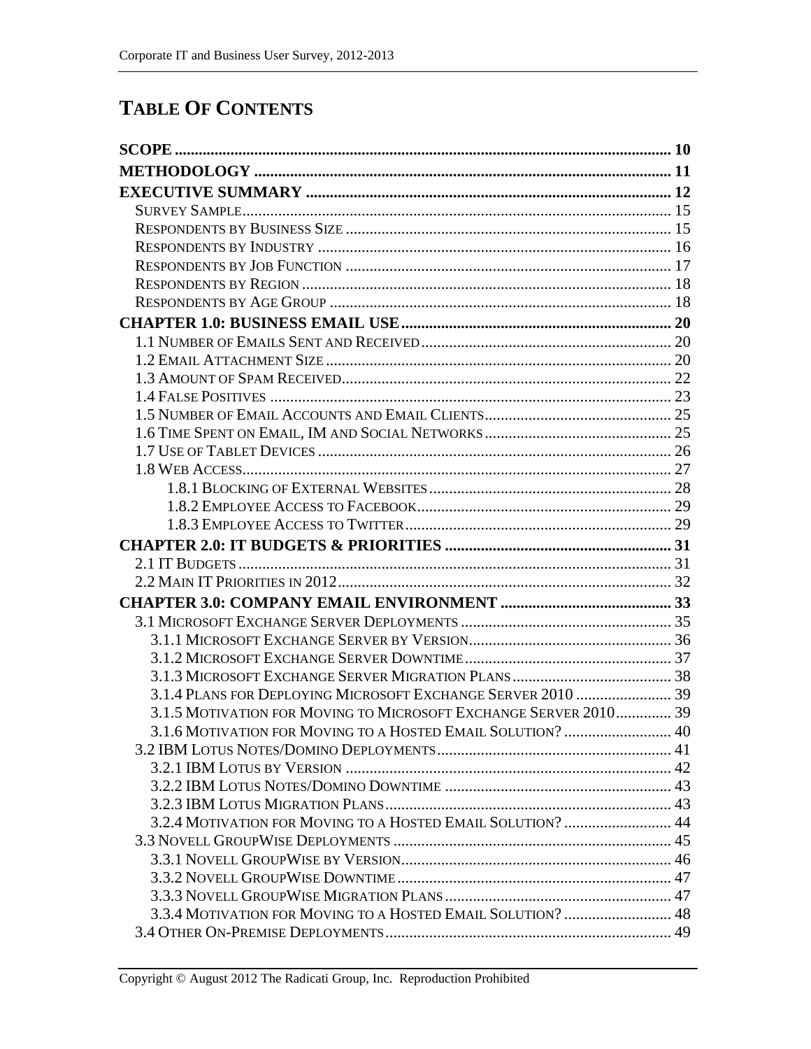# TABLE OF CONTENTS

**SCOPE** ............................................................ **10**

**METHODOLOGY** ............................................................ **11**

**EXECUTIVE SUMMARY** ............................................................ **12**

- SURVEY SAMPLE ............................................................ 15
- RESPONDENTS BY BUSINESS SIZE ............................................................ 15
- RESPONDENTS BY INDUSTRY ............................................................ 16
- RESPONDENTS BY JOB FUNCTION ............................................................ 17
- RESPONDENTS BY REGION ............................................................ 18
- RESPONDENTS BY AGE GROUP ............................................................ 18

**CHAPTER 1.0: BUSINESS EMAIL USE** ............................................................ **20**

- 1.1 NUMBER OF EMAILS SENT AND RECEIVED ............................................................ 20
- 1.2 EMAIL ATTACHMENT SIZE ............................................................ 20
- 1.3 AMOUNT OF SPAM RECEIVED ............................................................ 22
- 1.4 FALSE POSITIVES ............................................................ 23
- 1.5 NUMBER OF EMAIL ACCOUNTS AND EMAIL CLIENTS ............................................................ 25
- 1.6 TIME SPENT ON EMAIL, IM AND SOCIAL NETWORKS ............................................................ 25
- 1.7 USE OF TABLET DEVICES ............................................................ 26
- 1.8 WEB ACCESS ............................................................ 27
  - 1.8.1 BLOCKING OF EXTERNAL WEBSITES ............................................................ 28
  - 1.8.2 EMPLOYEE ACCESS TO FACEBOOK ............................................................ 29
  - 1.8.3 EMPLOYEE ACCESS TO TWITTER ............................................................ 29

**CHAPTER 2.0: IT BUDGETS & PRIORITIES** ............................................................ **31**

- 2.1 IT BUDGETS ............................................................ 31
- 2.2 MAIN IT PRIORITIES IN 2012 ............................................................ 32

**CHAPTER 3.0: COMPANY EMAIL ENVIRONMENT** ............................................................ **33**

- 3.1 MICROSOFT EXCHANGE SERVER DEPLOYMENTS ............................................................ 35
  - 3.1.1 MICROSOFT EXCHANGE SERVER BY VERSION ............................................................ 36
  - 3.1.2 MICROSOFT EXCHANGE SERVER DOWNTIME ............................................................ 37
  - 3.1.3 MICROSOFT EXCHANGE SERVER MIGRATION PLANS ............................................................ 38
  - 3.1.4 PLANS FOR DEPLOYING MICROSOFT EXCHANGE SERVER 2010 ............................................................ 39
  - 3.1.5 MOTIVATION FOR MOVING TO MICROSOFT EXCHANGE SERVER 2010 ............................................................ 39
  - 3.1.6 MOTIVATION FOR MOVING TO A HOSTED EMAIL SOLUTION? ............................................................ 40
- 3.2 IBM LOTUS NOTES/DOMINO DEPLOYMENTS ............................................................ 41
  - 3.2.1 IBM LOTUS BY VERSION ............................................................ 42
  - 3.2.2 IBM LOTUS NOTES/DOMINO DOWNTIME ............................................................ 43
  - 3.2.3 IBM LOTUS MIGRATION PLANS ............................................................ 43
  - 3.2.4 MOTIVATION FOR MOVING TO A HOSTED EMAIL SOLUTION? ............................................................ 44
- 3.3 NOVELL GROUPWISE DEPLOYMENTS ............................................................ 45
  - 3.3.1 NOVELL GROUPWISE BY VERSION ............................................................ 46
  - 3.3.2 NOVELL GROUPWISE DOWNTIME ............................................................ 47
  - 3.3.3 NOVELL GROUPWISE MIGRATION PLANS ............................................................ 47
  - 3.3.4 MOTIVATION FOR MOVING TO A HOSTED EMAIL SOLUTION? ............................................................ 48
- 3.4 OTHER ON-PREMISE DEPLOYMENTS ............................................................ 49

Copyright © August 2012 The Radicati Group, Inc. Reproduction Prohibited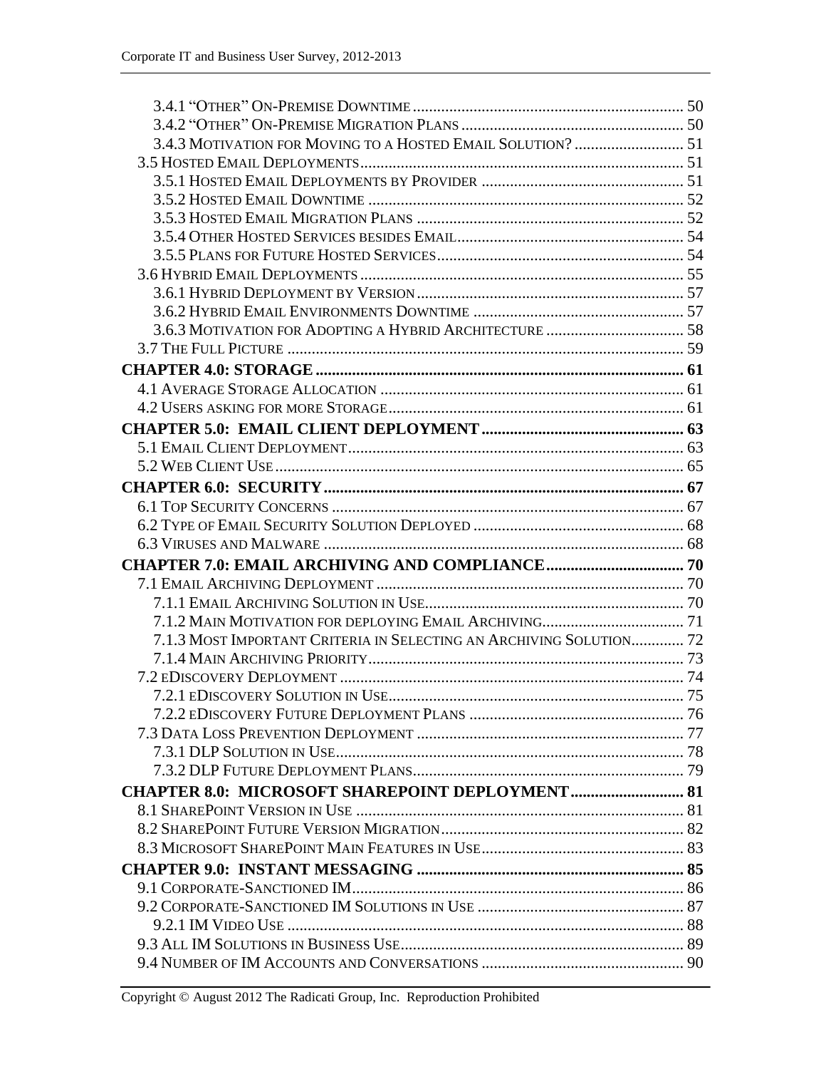3.4.1 "Other" On-Premise Downtime ........ 50
3.4.2 "Other" On-Premise Migration Plans ........ 50
3.4.3 Motivation for Moving to a Hosted Email Solution? ........ 51
3.5 Hosted Email Deployments ........ 51
3.5.1 Hosted Email Deployments by Provider ........ 51
3.5.2 Hosted Email Downtime ........ 52
3.5.3 Hosted Email Migration Plans ........ 52
3.5.4 Other Hosted Services besides Email ........ 54
3.5.5 Plans for Future Hosted Services ........ 54
3.6 Hybrid Email Deployments ........ 55
3.6.1 Hybrid Deployment by Version ........ 57
3.6.2 Hybrid Email Environments Downtime ........ 57
3.6.3 Motivation for Adopting a Hybrid Architecture ........ 58
3.7 The Full Picture ........ 59

**CHAPTER 4.0: STORAGE ........ 61**

4.1 Average Storage Allocation ........ 61
4.2 Users asking for more Storage ........ 61

**CHAPTER 5.0: EMAIL CLIENT DEPLOYMENT ........ 63**

5.1 Email Client Deployment ........ 63
5.2 Web Client Use ........ 65

**CHAPTER 6.0: SECURITY ........ 67**

6.1 Top Security Concerns ........ 67
6.2 Type of Email Security Solution Deployed ........ 68
6.3 Viruses and Malware ........ 68

**CHAPTER 7.0: EMAIL ARCHIVING AND COMPLIANCE ........ 70**

7.1 Email Archiving Deployment ........ 70
7.1.1 Email Archiving Solution in Use ........ 70
7.1.2 Main Motivation for deploying Email Archiving ........ 71
7.1.3 Most Important Criteria in Selecting an Archiving Solution ........ 72
7.1.4 Main Archiving Priority ........ 73
7.2 eDiscovery Deployment ........ 74
7.2.1 eDiscovery Solution in Use ........ 75
7.2.2 eDiscovery Future Deployment Plans ........ 76
7.3 Data Loss Prevention Deployment ........ 77
7.3.1 DLP Solution in Use ........ 78
7.3.2 DLP Future Deployment Plans ........ 79

**CHAPTER 8.0: MICROSOFT SHAREPOINT DEPLOYMENT ........ 81**

8.1 SharePoint Version in Use ........ 81
8.2 SharePoint Future Version Migration ........ 82
8.3 Microsoft SharePoint Main Features in Use ........ 83

**CHAPTER 9.0: INSTANT MESSAGING ........ 85**

9.1 Corporate-Sanctioned IM ........ 86
9.2 Corporate-Sanctioned IM Solutions in Use ........ 87
9.2.1 IM Video Use ........ 88
9.3 All IM Solutions in Business Use ........ 89
9.4 Number of IM Accounts and Conversations ........ 90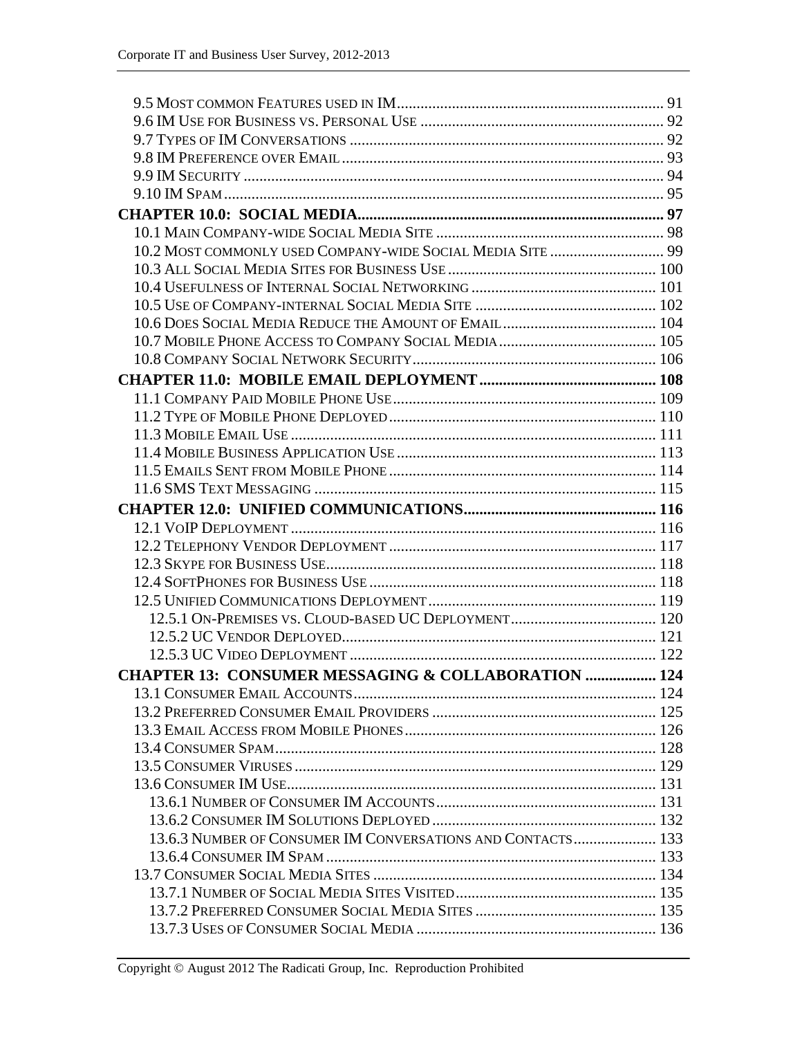9.5 Most common Features used in IM .......... 91
9.6 IM Use for Business vs. Personal Use .......... 92
9.7 Types of IM Conversations .......... 92
9.8 IM Preference over Email .......... 93
9.9 IM Security .......... 94
9.10 IM Spam .......... 95

**CHAPTER 10.0: SOCIAL MEDIA .......... 97**

10.1 Main Company-wide Social Media Site .......... 98
10.2 Most commonly used Company-wide Social Media Site .......... 99
10.3 All Social Media Sites for Business Use .......... 100
10.4 Usefulness of Internal Social Networking .......... 101
10.5 Use of Company-internal Social Media Site .......... 102
10.6 Does Social Media Reduce the Amount of Email .......... 104
10.7 Mobile Phone Access to Company Social Media .......... 105
10.8 Company Social Network Security .......... 106

**CHAPTER 11.0: MOBILE EMAIL DEPLOYMENT .......... 108**

11.1 Company Paid Mobile Phone Use .......... 109
11.2 Type of Mobile Phone Deployed .......... 110
11.3 Mobile Email Use .......... 111
11.4 Mobile Business Application Use .......... 113
11.5 Emails Sent from Mobile Phone .......... 114
11.6 SMS Text Messaging .......... 115

**CHAPTER 12.0: UNIFIED COMMUNICATIONS .......... 116**

12.1 VoIP Deployment .......... 116
12.2 Telephony Vendor Deployment .......... 117
12.3 Skype for Business Use .......... 118
12.4 SoftPhones for Business Use .......... 118
12.5 Unified Communications Deployment .......... 119
12.5.1 On-Premises vs. Cloud-based UC Deployment .......... 120
12.5.2 UC Vendor Deployed .......... 121
12.5.3 UC Video Deployment .......... 122

**CHAPTER 13: CONSUMER MESSAGING & COLLABORATION .......... 124**

13.1 Consumer Email Accounts .......... 124
13.2 Preferred Consumer Email Providers .......... 125
13.3 Email Access from Mobile Phones .......... 126
13.4 Consumer Spam .......... 128
13.5 Consumer Viruses .......... 129
13.6 Consumer IM Use .......... 131
13.6.1 Number of Consumer IM Accounts .......... 131
13.6.2 Consumer IM Solutions Deployed .......... 132
13.6.3 Number of Consumer IM Conversations and Contacts .......... 133
13.6.4 Consumer IM Spam .......... 133
13.7 Consumer Social Media Sites .......... 134
13.7.1 Number of Social Media Sites Visited .......... 135
13.7.2 Preferred Consumer Social Media Sites .......... 135
13.7.3 Uses of Consumer Social Media .......... 136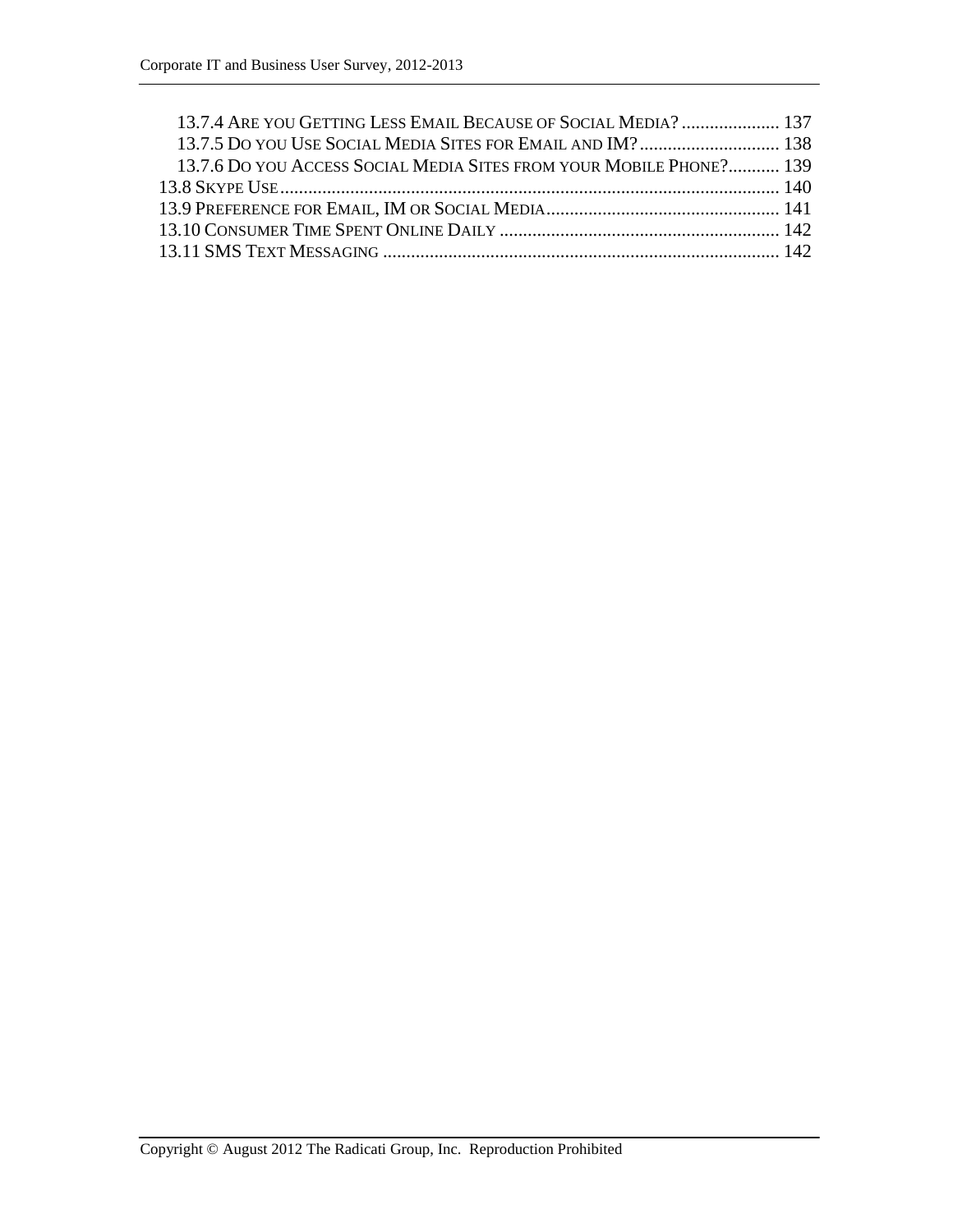13.7.4 Are you Getting Less Email Because of Social Media? ..................... 137
13.7.5 Do you Use Social Media Sites for Email and IM? .............................. 138
13.7.6 Do you Access Social Media Sites from your Mobile Phone? ........... 139
13.8 Skype Use ........................................................................................................ 140
13.9 Preference for Email, IM or Social Media .................................................. 141
13.10 Consumer Time Spent Online Daily ............................................................ 142
13.11 SMS Text Messaging .................................................................................... 142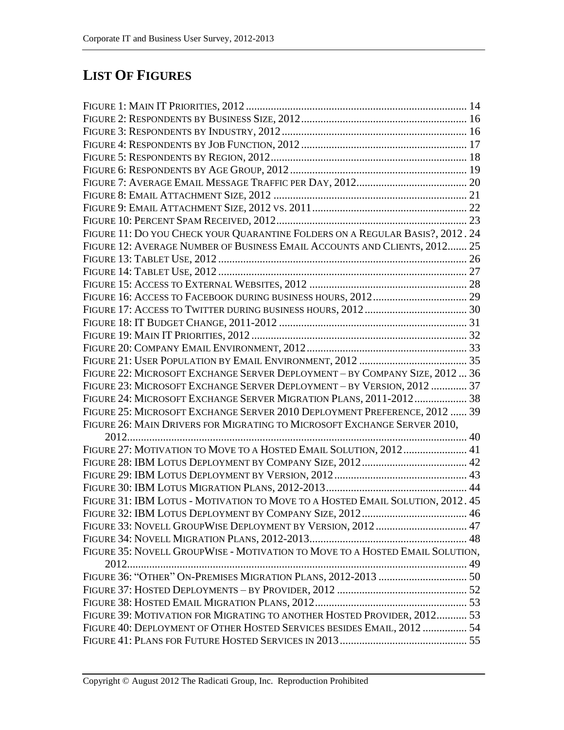# LIST OF FIGURES

FIGURE 1: MAIN IT PRIORITIES, 2012 ................................................................................ 14
FIGURE 2: RESPONDENTS BY BUSINESS SIZE, 2012........................................................... 16
FIGURE 3: RESPONDENTS BY INDUSTRY, 2012.................................................................. 16
FIGURE 4: RESPONDENTS BY JOB FUNCTION, 2012........................................................... 17
FIGURE 5: RESPONDENTS BY REGION, 2012...................................................................... 18
FIGURE 6: RESPONDENTS BY AGE GROUP, 2012............................................................... 19
FIGURE 7: AVERAGE EMAIL MESSAGE TRAFFIC PER DAY, 2012........................................ 20
FIGURE 8: EMAIL ATTACHMENT SIZE, 2012 ...................................................................... 21
FIGURE 9: EMAIL ATTACHMENT SIZE, 2012 VS. 2011........................................................ 22
FIGURE 10: PERCENT SPAM RECEIVED, 2012.................................................................... 23
FIGURE 11: DO YOU CHECK YOUR QUARANTINE FOLDERS ON A REGULAR BASIS?, 2012 . 24
FIGURE 12: AVERAGE NUMBER OF BUSINESS EMAIL ACCOUNTS AND CLIENTS, 2012....... 25
FIGURE 13: TABLET USE, 2012 ......................................................................................... 26
FIGURE 14: TABLET USE, 2012 ......................................................................................... 27
FIGURE 15: ACCESS TO EXTERNAL WEBSITES, 2012 ......................................................... 28
FIGURE 16: ACCESS TO FACEBOOK DURING BUSINESS HOURS, 2012.................................. 29
FIGURE 17: ACCESS TO TWITTER DURING BUSINESS HOURS, 2012..................................... 30
FIGURE 18: IT BUDGET CHANGE, 2011-2012 .................................................................... 31
FIGURE 19: MAIN IT PRIORITIES, 2012 ............................................................................. 32
FIGURE 20: COMPANY EMAIL ENVIRONMENT, 2012......................................................... 33
FIGURE 21: USER POPULATION BY EMAIL ENVIRONMENT, 2012 ....................................... 35
FIGURE 22: MICROSOFT EXCHANGE SERVER DEPLOYMENT – BY COMPANY SIZE, 2012 ... 36
FIGURE 23: MICROSOFT EXCHANGE SERVER DEPLOYMENT – BY VERSION, 2012 ............. 37
FIGURE 24: MICROSOFT EXCHANGE SERVER MIGRATION PLANS, 2011-2012................... 38
FIGURE 25: MICROSOFT EXCHANGE SERVER 2010 DEPLOYMENT PREFERENCE, 2012 ...... 39
FIGURE 26: MAIN DRIVERS FOR MIGRATING TO MICROSOFT EXCHANGE SERVER 2010, 2012.......................................................................................................................... 40
FIGURE 27: MOTIVATION TO MOVE TO A HOSTED EMAIL SOLUTION, 2012....................... 41
FIGURE 28: IBM LOTUS DEPLOYMENT BY COMPANY SIZE, 2012...................................... 42
FIGURE 29: IBM LOTUS DEPLOYMENT BY VERSION, 2012................................................ 43
FIGURE 30: IBM LOTUS MIGRATION PLANS, 2012-2013.................................................. 44
FIGURE 31: IBM LOTUS - MOTIVATION TO MOVE TO A HOSTED EMAIL SOLUTION, 2012 . 45
FIGURE 32: IBM LOTUS DEPLOYMENT BY COMPANY SIZE, 2012...................................... 46
FIGURE 33: NOVELL GROUPWISE DEPLOYMENT BY VERSION, 2012 ................................. 47
FIGURE 34: NOVELL MIGRATION PLANS, 2012-2013......................................................... 48
FIGURE 35: NOVELL GROUPWISE - MOTIVATION TO MOVE TO A HOSTED EMAIL SOLUTION, 2012.......................................................................................................................... 49
FIGURE 36: "OTHER" ON-PREMISES MIGRATION PLANS, 2012-2013 ................................ 50
FIGURE 37: HOSTED DEPLOYMENTS – BY PROVIDER, 2012 ............................................... 52
FIGURE 38: HOSTED EMAIL MIGRATION PLANS, 2012....................................................... 53
FIGURE 39: MOTIVATION FOR MIGRATING TO ANOTHER HOSTED PROVIDER, 2012........... 53
FIGURE 40: DEPLOYMENT OF OTHER HOSTED SERVICES BESIDES EMAIL, 2012 ................ 54
FIGURE 41: PLANS FOR FUTURE HOSTED SERVICES IN 2013.............................................. 55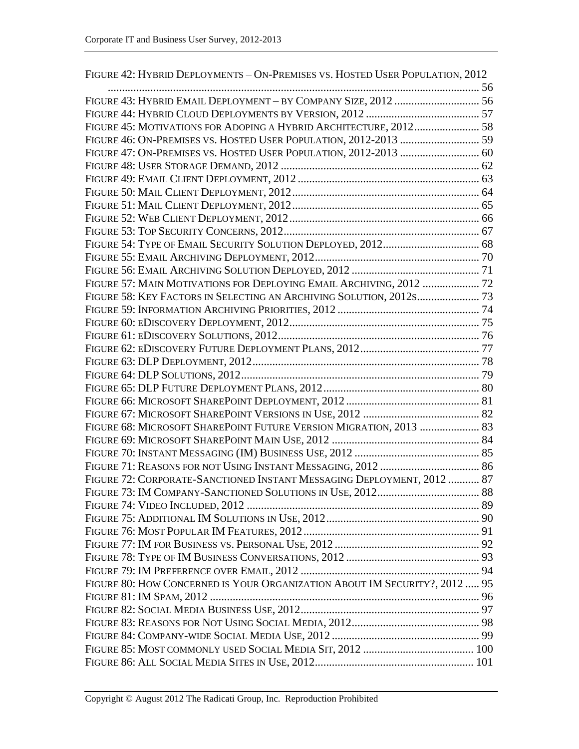Figure 42: Hybrid Deployments – On-Premises vs. Hosted User Population, 2012 ........ 56
Figure 43: Hybrid Email Deployment – by Company Size, 2012 ........ 56
Figure 44: Hybrid Cloud Deployments by Version, 2012 ........ 57
Figure 45: Motivations for Adoping a Hybrid Architecture, 2012 ........ 58
Figure 46: On-Premises vs. Hosted User Population, 2012-2013 ........ 59
Figure 47: On-Premises vs. Hosted User Population, 2012-2013 ........ 60
Figure 48: User Storage Demand, 2012 ........ 62
Figure 49: Email Client Deployment, 2012 ........ 63
Figure 50: Mail Client Deployment, 2012 ........ 64
Figure 51: Mail Client Deployment, 2012 ........ 65
Figure 52: Web Client Deployment, 2012 ........ 66
Figure 53: Top Security Concerns, 2012 ........ 67
Figure 54: Type of Email Security Solution Deployed, 2012 ........ 68
Figure 55: Email Archiving Deployment, 2012 ........ 70
Figure 56: Email Archiving Solution Deployed, 2012 ........ 71
Figure 57: Main Motivations for Deploying Email Archiving, 2012 ........ 72
Figure 58: Key Factors in Selecting an Archiving Solution, 2012s ........ 73
Figure 59: Information Archiving Priorities, 2012 ........ 74
Figure 60: eDiscovery Deployment, 2012 ........ 75
Figure 61: eDiscovery Solutions, 2012 ........ 76
Figure 62: eDiscovery Future Deployment Plans, 2012 ........ 77
Figure 63: DLP Deployment, 2012 ........ 78
Figure 64: DLP Solutions, 2012 ........ 79
Figure 65: DLP Future Deployment Plans, 2012 ........ 80
Figure 66: Microsoft SharePoint Deployment, 2012 ........ 81
Figure 67: Microsoft SharePoint Versions in Use, 2012 ........ 82
Figure 68: Microsoft SharePoint Future Version Migration, 2013 ........ 83
Figure 69: Microsoft SharePoint Main Use, 2012 ........ 84
Figure 70: Instant Messaging (IM) Business Use, 2012 ........ 85
Figure 71: Reasons for not Using Instant Messaging, 2012 ........ 86
Figure 72: Corporate-Sanctioned Instant Messaging Deployment, 2012 ........ 87
Figure 73: IM Company-Sanctioned Solutions in Use, 2012 ........ 88
Figure 74: Video Included, 2012 ........ 89
Figure 75: Additional IM Solutions in Use, 2012 ........ 90
Figure 76: Most Popular IM Features, 2012 ........ 91
Figure 77: IM for Business vs. Personal Use, 2012 ........ 92
Figure 78: Type of IM Business Conversations, 2012 ........ 93
Figure 79: IM Preference over Email, 2012 ........ 94
Figure 80: How Concerned is Your Organization About IM Security?, 2012 ........ 95
Figure 81: IM Spam, 2012 ........ 96
Figure 82: Social Media Business Use, 2012 ........ 97
Figure 83: Reasons for Not Using Social Media, 2012 ........ 98
Figure 84: Company-wide Social Media Use, 2012 ........ 99
Figure 85: Most commonly used Social Media Sit, 2012 ........ 100
Figure 86: All Social Media Sites in Use, 2012 ........ 101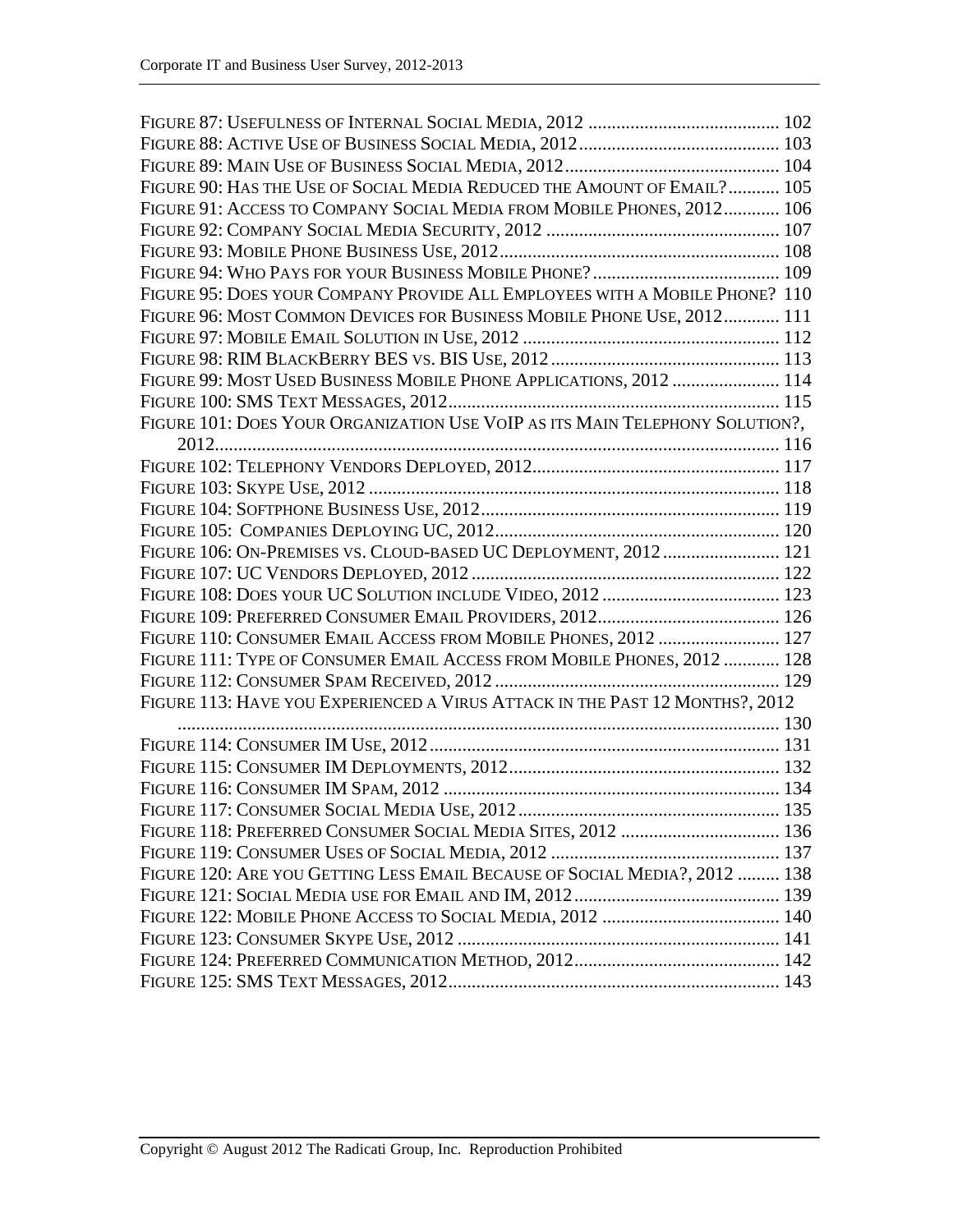Figure 87: Usefulness of Internal Social Media, 2012 ......................................... 102
Figure 88: Active Use of Business Social Media, 2012........................................... 103
Figure 89: Main Use of Business Social Media, 2012............................................. 104
Figure 90: Has the Use of Social Media Reduced the Amount of Email?........... 105
Figure 91: Access to Company Social Media from Mobile Phones, 2012............ 106
Figure 92: Company Social Media Security, 2012 ................................................. 107
Figure 93: Mobile Phone Business Use, 2012........................................................... 108
Figure 94: Who Pays for your Business Mobile Phone?........................................ 109
Figure 95: Does your Company Provide All Employees with a Mobile Phone? 110
Figure 96: Most Common Devices for Business Mobile Phone Use, 2012............ 111
Figure 97: Mobile Email Solution in Use, 2012 ...................................................... 112
Figure 98: RIM BlackBerry BES vs. BIS Use, 2012................................................ 113
Figure 99: Most Used Business Mobile Phone Applications, 2012 ....................... 114
Figure 100: SMS Text Messages, 2012...................................................................... 115
Figure 101: Does Your Organization Use VoIP as its Main Telephony Solution?, 2012...................................................................................................................... 116
Figure 102: Telephony Vendors Deployed, 2012..................................................... 117
Figure 103: Skype Use, 2012 ...................................................................................... 118
Figure 104: Softphone Business Use, 2012............................................................... 119
Figure 105: Companies Deploying UC, 2012............................................................ 120
Figure 106: On-Premises vs. Cloud-based UC Deployment, 2012 ......................... 121
Figure 107: UC Vendors Deployed, 2012 ................................................................. 122
Figure 108: Does your UC Solution include Video, 2012 ...................................... 123
Figure 109: Preferred Consumer Email Providers, 2012....................................... 126
Figure 110: Consumer Email Access from Mobile Phones, 2012 .......................... 127
Figure 111: Type of Consumer Email Access from Mobile Phones, 2012 ............ 128
Figure 112: Consumer Spam Received, 2012 ............................................................ 129
Figure 113: Have you Experienced a Virus Attack in the Past 12 Months?, 2012 ............................................................................................................................. 130
Figure 114: Consumer IM Use, 2012.......................................................................... 131
Figure 115: Consumer IM Deployments, 2012......................................................... 132
Figure 116: Consumer IM Spam, 2012 ....................................................................... 134
Figure 117: Consumer Social Media Use, 2012........................................................ 135
Figure 118: Preferred Consumer Social Media Sites, 2012 .................................. 136
Figure 119: Consumer Uses of Social Media, 2012 ................................................ 137
Figure 120: Are you Getting Less Email Because of Social Media?, 2012 ......... 138
Figure 121: Social Media use for Email and IM, 2012............................................ 139
Figure 122: Mobile Phone Access to Social Media, 2012 ...................................... 140
Figure 123: Consumer Skype Use, 2012 .................................................................... 141
Figure 124: Preferred Communication Method, 2012............................................ 142
Figure 125: SMS Text Messages, 2012...................................................................... 143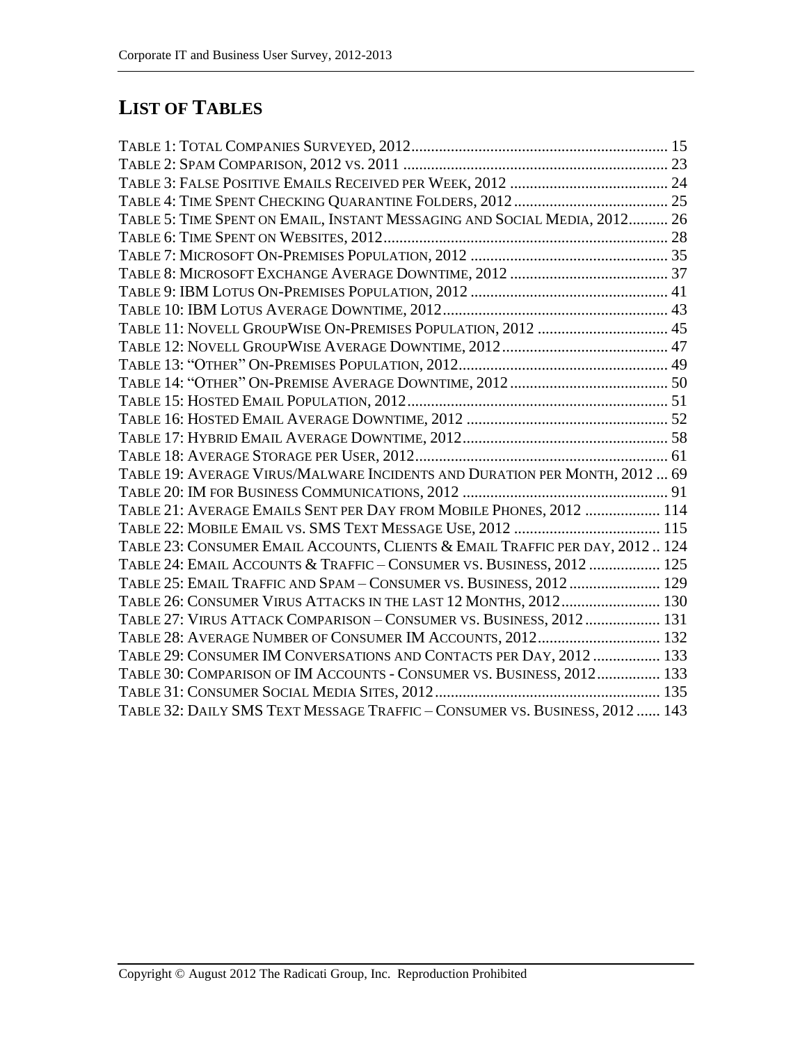## LIST OF TABLES

Table 1: Total Companies Surveyed, 2012 ............ 15
Table 2: Spam Comparison, 2012 vs. 2011 ............ 23
Table 3: False Positive Emails Received per Week, 2012 ............ 24
Table 4: Time Spent Checking Quarantine Folders, 2012 ............ 25
Table 5: Time Spent on Email, Instant Messaging and Social Media, 2012 ............ 26
Table 6: Time Spent on Websites, 2012 ............ 28
Table 7: Microsoft On-Premises Population, 2012 ............ 35
Table 8: Microsoft Exchange Average Downtime, 2012 ............ 37
Table 9: IBM Lotus On-Premises Population, 2012 ............ 41
Table 10: IBM Lotus Average Downtime, 2012 ............ 43
Table 11: Novell GroupWise On-Premises Population, 2012 ............ 45
Table 12: Novell GroupWise Average Downtime, 2012 ............ 47
Table 13: "Other" On-Premises Population, 2012 ............ 49
Table 14: "Other" On-Premise Average Downtime, 2012 ............ 50
Table 15: Hosted Email Population, 2012 ............ 51
Table 16: Hosted Email Average Downtime, 2012 ............ 52
Table 17: Hybrid Email Average Downtime, 2012 ............ 58
Table 18: Average Storage per User, 2012 ............ 61
Table 19: Average Virus/Malware Incidents and Duration per Month, 2012 ............ 69
Table 20: IM for Business Communications, 2012 ............ 91
Table 21: Average Emails Sent per Day from Mobile Phones, 2012 ............ 114
Table 22: Mobile Email vs. SMS Text Message Use, 2012 ............ 115
Table 23: Consumer Email Accounts, Clients & Email Traffic per day, 2012 ............ 124
Table 24: Email Accounts & Traffic – Consumer vs. Business, 2012 ............ 125
Table 25: Email Traffic and Spam – Consumer vs. Business, 2012 ............ 129
Table 26: Consumer Virus Attacks in the last 12 Months, 2012 ............ 130
Table 27: Virus Attack Comparison – Consumer vs. Business, 2012 ............ 131
Table 28: Average Number of Consumer IM Accounts, 2012 ............ 132
Table 29: Consumer IM Conversations and Contacts per Day, 2012 ............ 133
Table 30: Comparison of IM Accounts - Consumer vs. Business, 2012 ............ 133
Table 31: Consumer Social Media Sites, 2012 ............ 135
Table 32: Daily SMS Text Message Traffic – Consumer vs. Business, 2012 ............ 143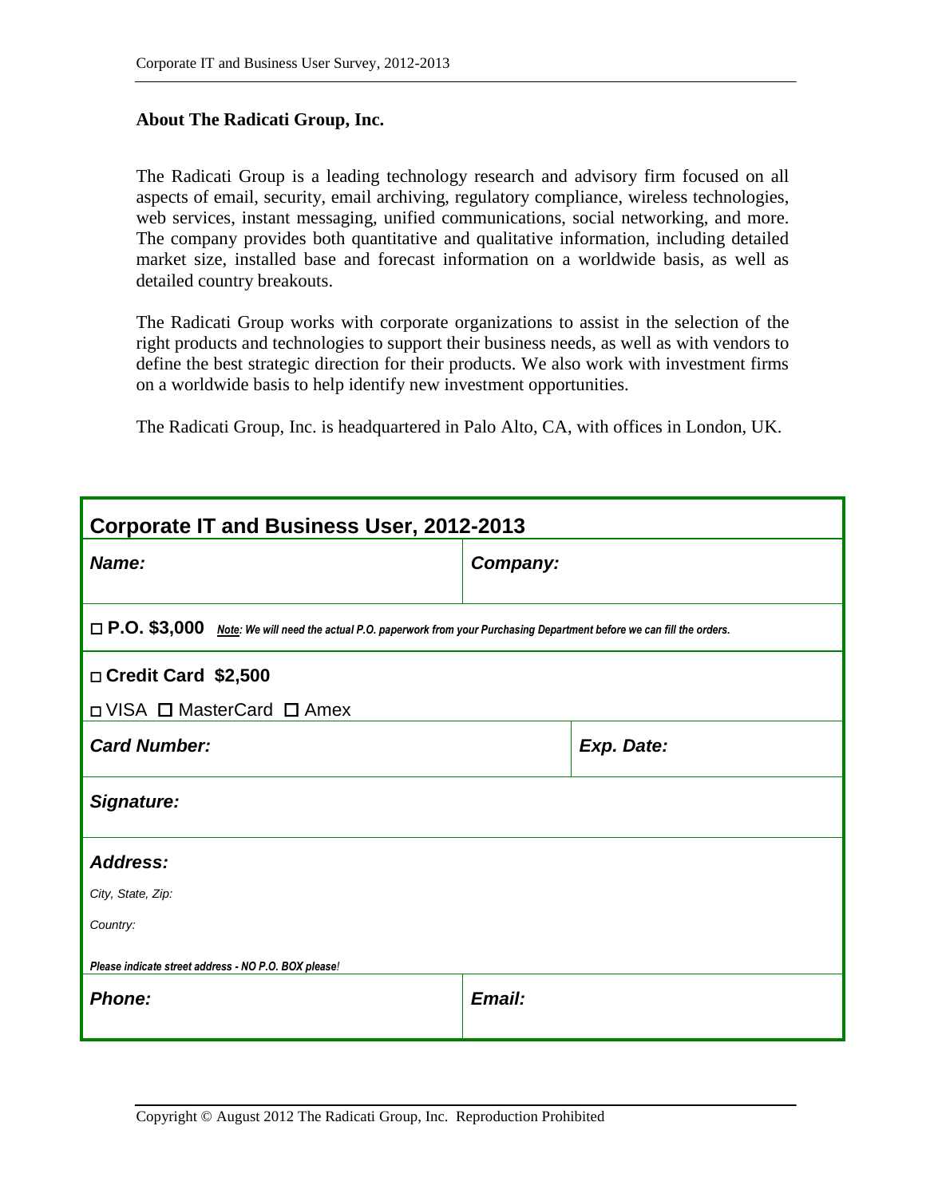**About The Radicati Group, Inc.**

The Radicati Group is a leading technology research and advisory firm focused on all aspects of email, security, email archiving, regulatory compliance, wireless technologies, web services, instant messaging, unified communications, social networking, and more. The company provides both quantitative and qualitative information, including detailed market size, installed base and forecast information on a worldwide basis, as well as detailed country breakouts.

The Radicati Group works with corporate organizations to assist in the selection of the right products and technologies to support their business needs, as well as with vendors to define the best strategic direction for their products. We also work with investment firms on a worldwide basis to help identify new investment opportunities.

The Radicati Group, Inc. is headquartered in Palo Alto, CA, with offices in London, UK.

| **Corporate IT and Business User, 2012-2013** | | |
|---|---|---|
| ***Name:*** | ***Company:*** | |
| ☐ **P.O. $3,000** ***Note: We will need the actual P.O. paperwork from your Purchasing Department before we can fill the orders.*** | | |
| ☐ **Credit Card $2,500**<br>☐ VISA ☐ MasterCard ☐ Amex | | |
| ***Card Number:*** | | ***Exp. Date:*** |
| ***Signature:*** | | |
| ***Address:***<br>*City, State, Zip:*<br>*Country:*<br>***Please indicate street address - NO P.O. BOX please!*** | | |
| ***Phone:*** | ***Email:*** | |